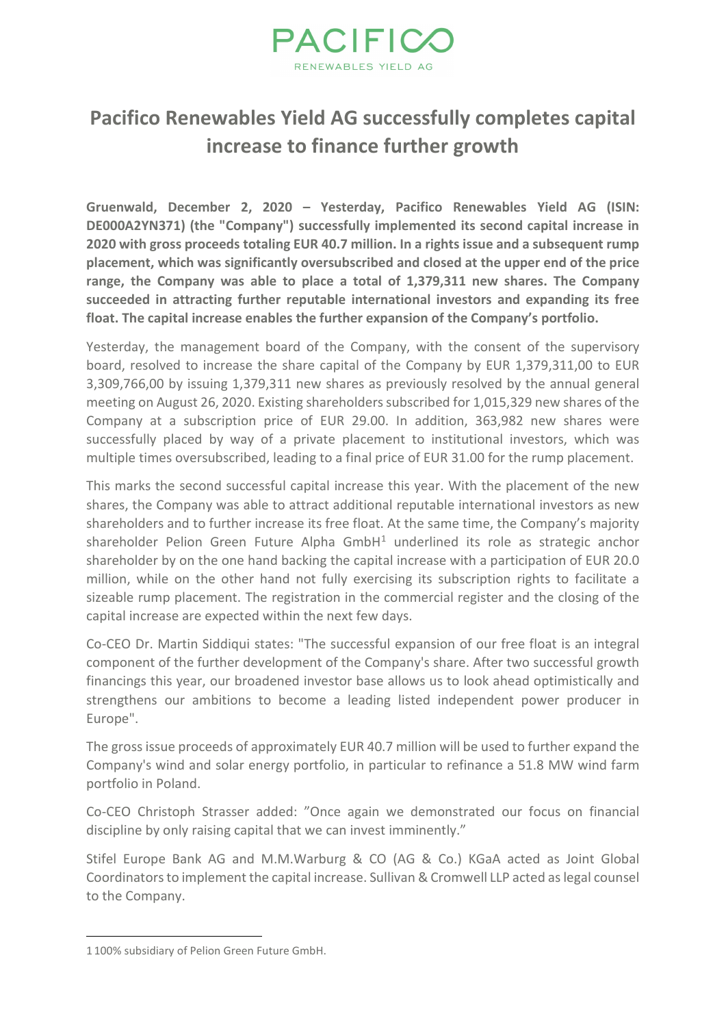PACIFICO
RENEWABLES YIELD AG

# Pacifico Renewables Yield AG successfully completes capital increase to finance further growth

**Gruenwald, December 2, 2020 – Yesterday, Pacifico Renewables Yield AG (ISIN: DE000A2YN371) (the "Company") successfully implemented its second capital increase in 2020 with gross proceeds totaling EUR 40.7 million. In a rights issue and a subsequent rump placement, which was significantly oversubscribed and closed at the upper end of the price range, the Company was able to place a total of 1,379,311 new shares. The Company succeeded in attracting further reputable international investors and expanding its free float. The capital increase enables the further expansion of the Company's portfolio.**

Yesterday, the management board of the Company, with the consent of the supervisory board, resolved to increase the share capital of the Company by EUR 1,379,311,00 to EUR 3,309,766,00 by issuing 1,379,311 new shares as previously resolved by the annual general meeting on August 26, 2020. Existing shareholders subscribed for 1,015,329 new shares of the Company at a subscription price of EUR 29.00. In addition, 363,982 new shares were successfully placed by way of a private placement to institutional investors, which was multiple times oversubscribed, leading to a final price of EUR 31.00 for the rump placement.

This marks the second successful capital increase this year. With the placement of the new shares, the Company was able to attract additional reputable international investors as new shareholders and to further increase its free float. At the same time, the Company's majority shareholder Pelion Green Future Alpha GmbH[1] underlined its role as strategic anchor shareholder by on the one hand backing the capital increase with a participation of EUR 20.0 million, while on the other hand not fully exercising its subscription rights to facilitate a sizeable rump placement. The registration in the commercial register and the closing of the capital increase are expected within the next few days.

Co-CEO Dr. Martin Siddiqui states: "The successful expansion of our free float is an integral component of the further development of the Company's share. After two successful growth financings this year, our broadened investor base allows us to look ahead optimistically and strengthens our ambitions to become a leading listed independent power producer in Europe".

The gross issue proceeds of approximately EUR 40.7 million will be used to further expand the Company's wind and solar energy portfolio, in particular to refinance a 51.8 MW wind farm portfolio in Poland.

Co-CEO Christoph Strasser added: "Once again we demonstrated our focus on financial discipline by only raising capital that we can invest imminently."

Stifel Europe Bank AG and M.M.Warburg & CO (AG & Co.) KGaA acted as Joint Global Coordinators to implement the capital increase. Sullivan & Cromwell LLP acted as legal counsel to the Company.

---

[1] 100% subsidiary of Pelion Green Future GmbH.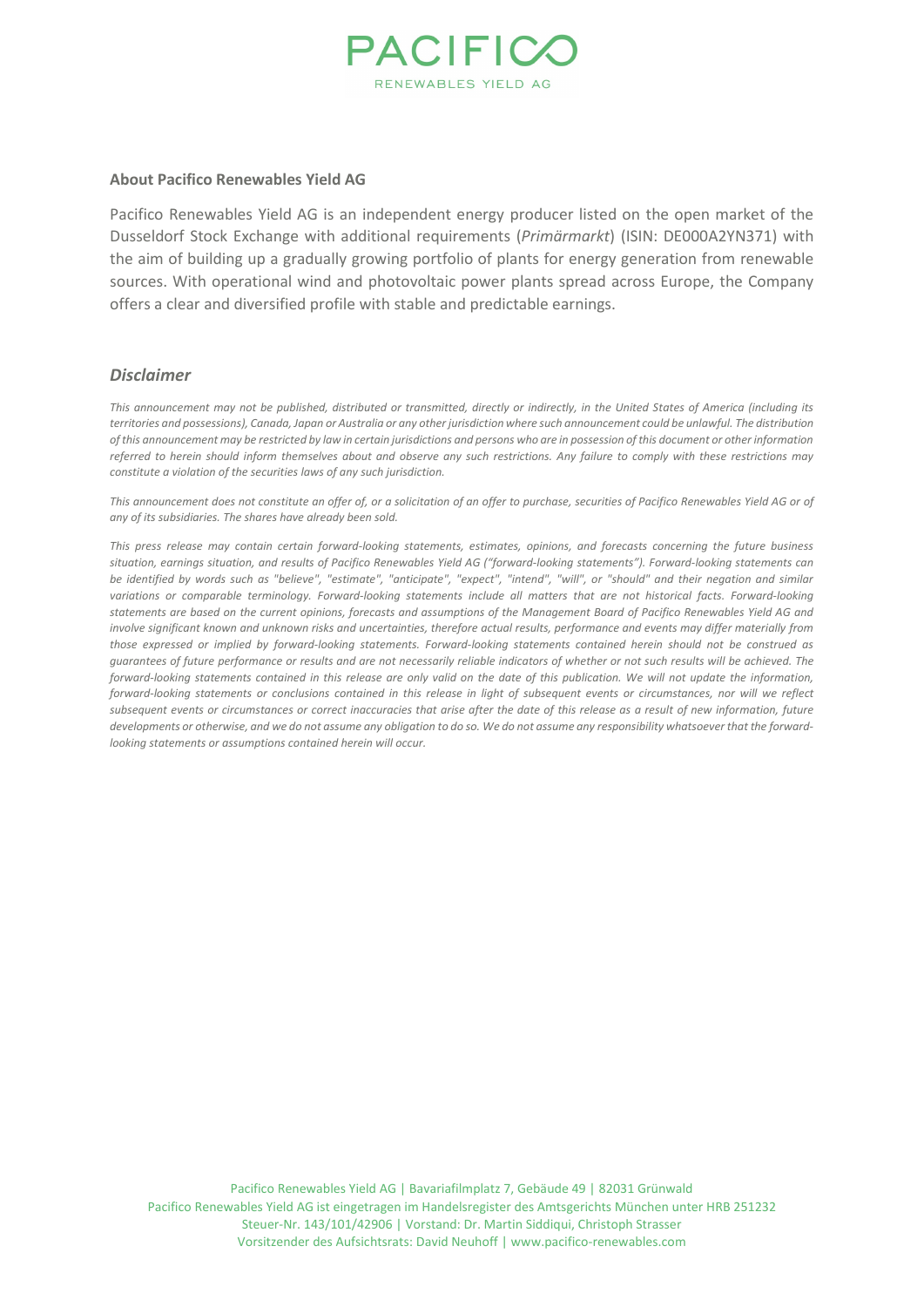**About Pacifico Renewables Yield AG**

Pacifico Renewables Yield AG is an independent energy producer listed on the open market of the Dusseldorf Stock Exchange with additional requirements (*Primärmarkt*) (ISIN: DE000A2YN371) with the aim of building up a gradually growing portfolio of plants for energy generation from renewable sources. With operational wind and photovoltaic power plants spread across Europe, the Company offers a clear and diversified profile with stable and predictable earnings.

### *Disclaimer*

*This announcement may not be published, distributed or transmitted, directly or indirectly, in the United States of America (including its territories and possessions), Canada, Japan or Australia or any other jurisdiction where such announcement could be unlawful. The distribution of this announcement may be restricted by law in certain jurisdictions and persons who are in possession of this document or other information referred to herein should inform themselves about and observe any such restrictions. Any failure to comply with these restrictions may constitute a violation of the securities laws of any such jurisdiction.*

*This announcement does not constitute an offer of, or a solicitation of an offer to purchase, securities of Pacifico Renewables Yield AG or of any of its subsidiaries. The shares have already been sold.*

*This press release may contain certain forward-looking statements, estimates, opinions, and forecasts concerning the future business situation, earnings situation, and results of Pacifico Renewables Yield AG ("forward-looking statements"). Forward-looking statements can be identified by words such as "believe", "estimate", "anticipate", "expect", "intend", "will", or "should" and their negation and similar variations or comparable terminology. Forward-looking statements include all matters that are not historical facts. Forward-looking statements are based on the current opinions, forecasts and assumptions of the Management Board of Pacifico Renewables Yield AG and involve significant known and unknown risks and uncertainties, therefore actual results, performance and events may differ materially from those expressed or implied by forward-looking statements. Forward-looking statements contained herein should not be construed as guarantees of future performance or results and are not necessarily reliable indicators of whether or not such results will be achieved. The forward-looking statements contained in this release are only valid on the date of this publication. We will not update the information, forward-looking statements or conclusions contained in this release in light of subsequent events or circumstances, nor will we reflect subsequent events or circumstances or correct inaccuracies that arise after the date of this release as a result of new information, future developments or otherwise, and we do not assume any obligation to do so. We do not assume any responsibility whatsoever that the forward-looking statements or assumptions contained herein will occur.*